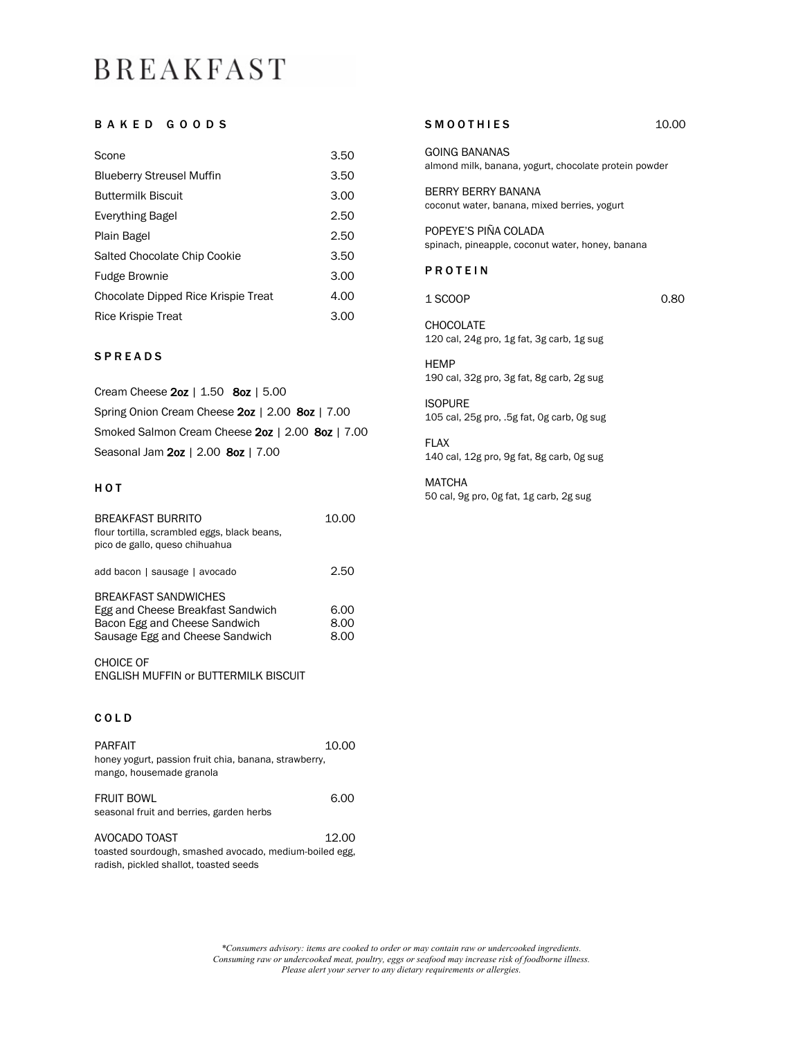# BREAKFAST

## BAKED GOODS

| | |
|---|---|
| Scone | 3.50 |
| Blueberry Streusel Muffin | 3.50 |
| Buttermilk Biscuit | 3.00 |
| Everything Bagel | 2.50 |
| Plain Bagel | 2.50 |
| Salted Chocolate Chip Cookie | 3.50 |
| Fudge Brownie | 3.00 |
| Chocolate Dipped Rice Krispie Treat | 4.00 |
| Rice Krispie Treat | 3.00 |

## SPREADS

Cream Cheese **2oz** | 1.50 **8oz** | 5.00

Spring Onion Cream Cheese **2oz** | 2.00 **8oz** | 7.00

Smoked Salmon Cream Cheese **2oz** | 2.00 **8oz** | 7.00

Seasonal Jam **2oz** | 2.00 **8oz** | 7.00

## HOT

BREAKFAST BURRITO 10.00
flour tortilla, scrambled eggs, black beans, pico de gallo, queso chihuahua

add bacon | sausage | avocado 2.50

BREAKFAST SANDWICHES

| | |
|---|---|
| Egg and Cheese Breakfast Sandwich | 6.00 |
| Bacon Egg and Cheese Sandwich | 8.00 |
| Sausage Egg and Cheese Sandwich | 8.00 |

CHOICE OF
ENGLISH MUFFIN or BUTTERMILK BISCUIT

## COLD

PARFAIT 10.00
honey yogurt, passion fruit chia, banana, strawberry, mango, housemade granola

FRUIT BOWL 6.00
seasonal fruit and berries, garden herbs

AVOCADO TOAST 12.00
toasted sourdough, smashed avocado, medium-boiled egg, radish, pickled shallot, toasted seeds

## SMOOTHIES 10.00

GOING BANANAS
almond milk, banana, yogurt, chocolate protein powder

BERRY BERRY BANANA
coconut water, banana, mixed berries, yogurt

POPEYE'S PIÑA COLADA
spinach, pineapple, coconut water, honey, banana

## PROTEIN

1 SCOOP 0.80

CHOCOLATE
120 cal, 24g pro, 1g fat, 3g carb, 1g sug

HEMP
190 cal, 32g pro, 3g fat, 8g carb, 2g sug

ISOPURE
105 cal, 25g pro, .5g fat, 0g carb, 0g sug

FLAX
140 cal, 12g pro, 9g fat, 8g carb, 0g sug

MATCHA
50 cal, 9g pro, 0g fat, 1g carb, 2g sug

*\*Consumers advisory: items are cooked to order or may contain raw or undercooked ingredients. Consuming raw or undercooked meat, poultry, eggs or seafood may increase risk of foodborne illness. Please alert your server to any dietary requirements or allergies.*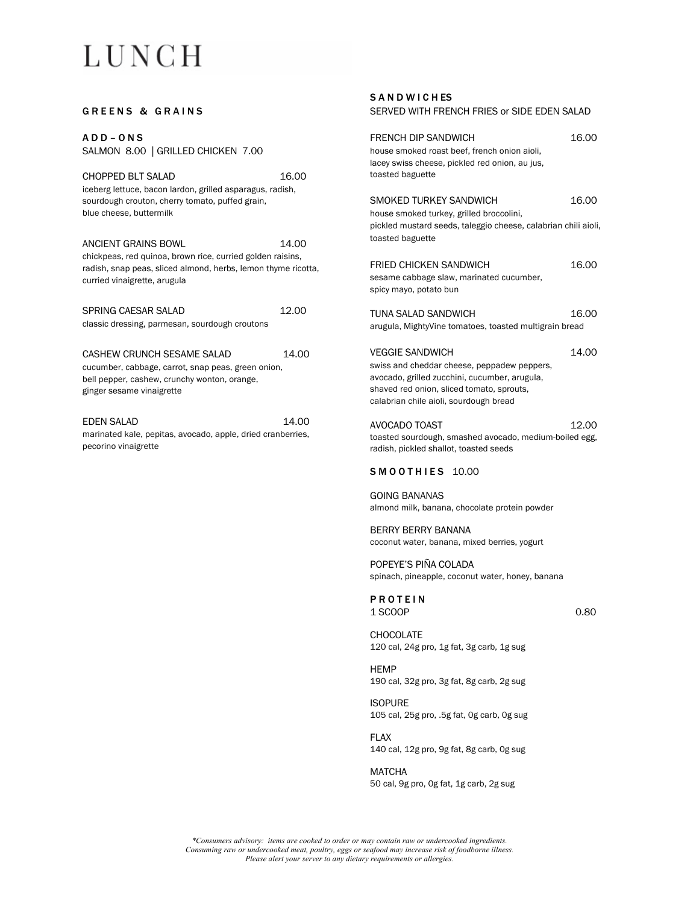# LUNCH

## GREENS & GRAINS

### ADD – ONS

SALMON 8.00 | GRILLED CHICKEN 7.00

**CHOPPED BLT SALAD** 16.00
iceberg lettuce, bacon lardon, grilled asparagus, radish, sourdough crouton, cherry tomato, puffed grain, blue cheese, buttermilk

**ANCIENT GRAINS BOWL** 14.00
chickpeas, red quinoa, brown rice, curried golden raisins, radish, snap peas, sliced almond, herbs, lemon thyme ricotta, curried vinaigrette, arugula

**SPRING CAESAR SALAD** 12.00
classic dressing, parmesan, sourdough croutons

**CASHEW CRUNCH SESAME SALAD** 14.00
cucumber, cabbage, carrot, snap peas, green onion, bell pepper, cashew, crunchy wonton, orange, ginger sesame vinaigrette

**EDEN SALAD** 14.00
marinated kale, pepitas, avocado, apple, dried cranberries, pecorino vinaigrette

## SANDWICHES

SERVED WITH FRENCH FRIES or SIDE EDEN SALAD

**FRENCH DIP SANDWICH** 16.00
house smoked roast beef, french onion aioli, lacey swiss cheese, pickled red onion, au jus, toasted baguette

**SMOKED TURKEY SANDWICH** 16.00
house smoked turkey, grilled broccolini, pickled mustard seeds, taleggio cheese, calabrian chili aioli, toasted baguette

**FRIED CHICKEN SANDWICH** 16.00
sesame cabbage slaw, marinated cucumber, spicy mayo, potato bun

**TUNA SALAD SANDWICH** 16.00
arugula, MightyVine tomatoes, toasted multigrain bread

**VEGGIE SANDWICH** 14.00
swiss and cheddar cheese, peppadew peppers, avocado, grilled zucchini, cucumber, arugula, shaved red onion, sliced tomato, sprouts, calabrian chile aioli, sourdough bread

**AVOCADO TOAST** 12.00
toasted sourdough, smashed avocado, medium-boiled egg, radish, pickled shallot, toasted seeds

## SMOOTHIES 10.00

**GOING BANANAS**
almond milk, banana, chocolate protein powder

**BERRY BERRY BANANA**
coconut water, banana, mixed berries, yogurt

**POPEYE'S PIÑA COLADA**
spinach, pineapple, coconut water, honey, banana

## PROTEIN

1 SCOOP 0.80

**CHOCOLATE**
120 cal, 24g pro, 1g fat, 3g carb, 1g sug

**HEMP**
190 cal, 32g pro, 3g fat, 8g carb, 2g sug

**ISOPURE**
105 cal, 25g pro, .5g fat, 0g carb, 0g sug

**FLAX**
140 cal, 12g pro, 9g fat, 8g carb, 0g sug

**MATCHA**
50 cal, 9g pro, 0g fat, 1g carb, 2g sug

*\*Consumers advisory: items are cooked to order or may contain raw or undercooked ingredients. Consuming raw or undercooked meat, poultry, eggs or seafood may increase risk of foodborne illness. Please alert your server to any dietary requirements or allergies.*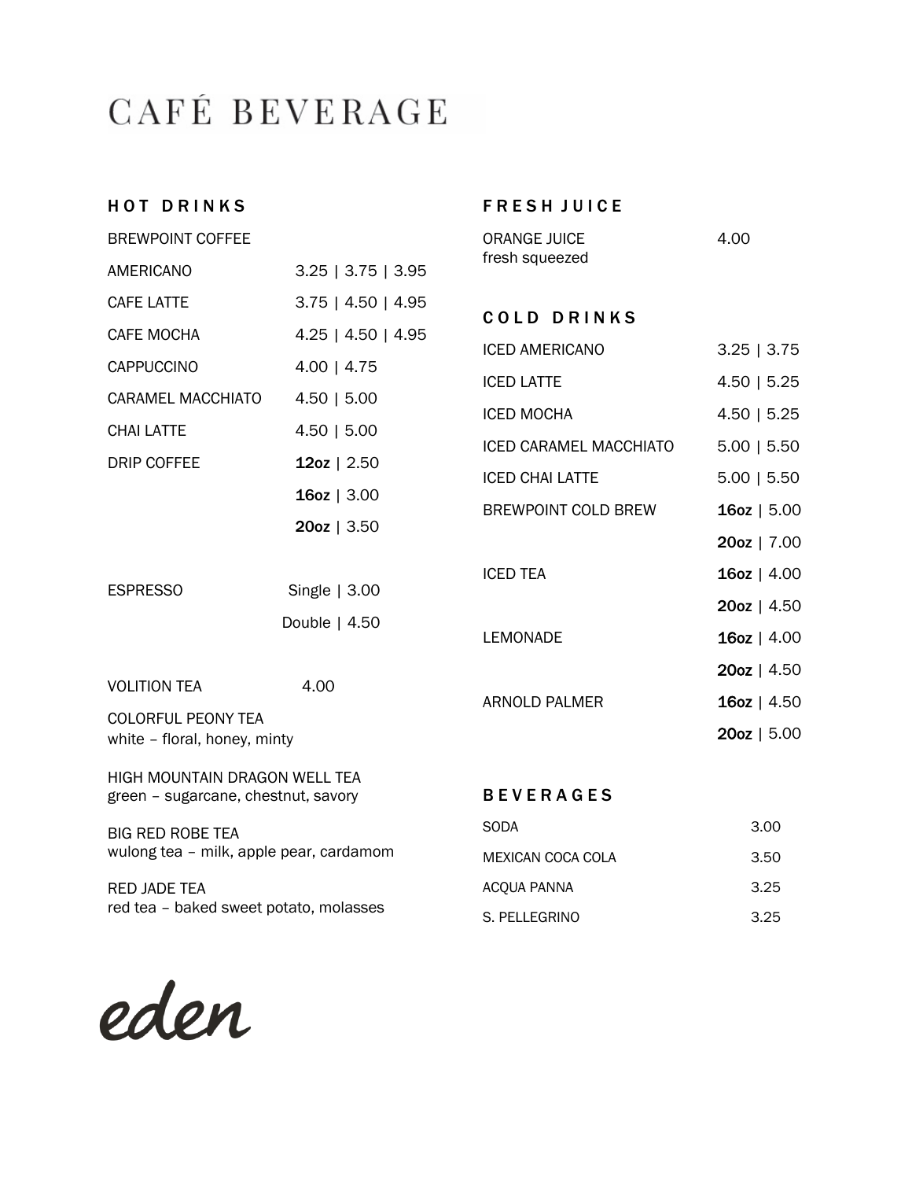# CAFÉ BEVERAGE

## HOT DRINKS

BREWPOINT COFFEE

| | |
|---|---|
| AMERICANO | 3.25 \| 3.75 \| 3.95 |
| CAFE LATTE | 3.75 \| 4.50 \| 4.95 |
| CAFE MOCHA | 4.25 \| 4.50 \| 4.95 |
| CAPPUCCINO | 4.00 \| 4.75 |
| CARAMEL MACCHIATO | 4.50 \| 5.00 |
| CHAI LATTE | 4.50 \| 5.00 |
| DRIP COFFEE | **12oz** \| 2.50 |
| | **16oz** \| 3.00 |
| | **20oz** \| 3.50 |
| ESPRESSO | Single \| 3.00 |
| | Double \| 4.50 |

VOLITION TEA 4.00

COLORFUL PEONY TEA
white – floral, honey, minty

HIGH MOUNTAIN DRAGON WELL TEA
green – sugarcane, chestnut, savory

BIG RED ROBE TEA
wulong tea – milk, apple pear, cardamom

RED JADE TEA
red tea – baked sweet potato, molasses

## FRESH JUICE

ORANGE JUICE 4.00
fresh squeezed

## COLD DRINKS

| | |
|---|---|
| ICED AMERICANO | 3.25 \| 3.75 |
| ICED LATTE | 4.50 \| 5.25 |
| ICED MOCHA | 4.50 \| 5.25 |
| ICED CARAMEL MACCHIATO | 5.00 \| 5.50 |
| ICED CHAI LATTE | 5.00 \| 5.50 |
| BREWPOINT COLD BREW | **16oz** \| 5.00 |
| | **20oz** \| 7.00 |
| ICED TEA | **16oz** \| 4.00 |
| | **20oz** \| 4.50 |
| LEMONADE | **16oz** \| 4.00 |
| | **20oz** \| 4.50 |
| ARNOLD PALMER | **16oz** \| 4.50 |
| | **20oz** \| 5.00 |

## BEVERAGES

| | |
|---|---|
| SODA | 3.00 |
| MEXICAN COCA COLA | 3.50 |
| ACQUA PANNA | 3.25 |
| S. PELLEGRINO | 3.25 |

eden